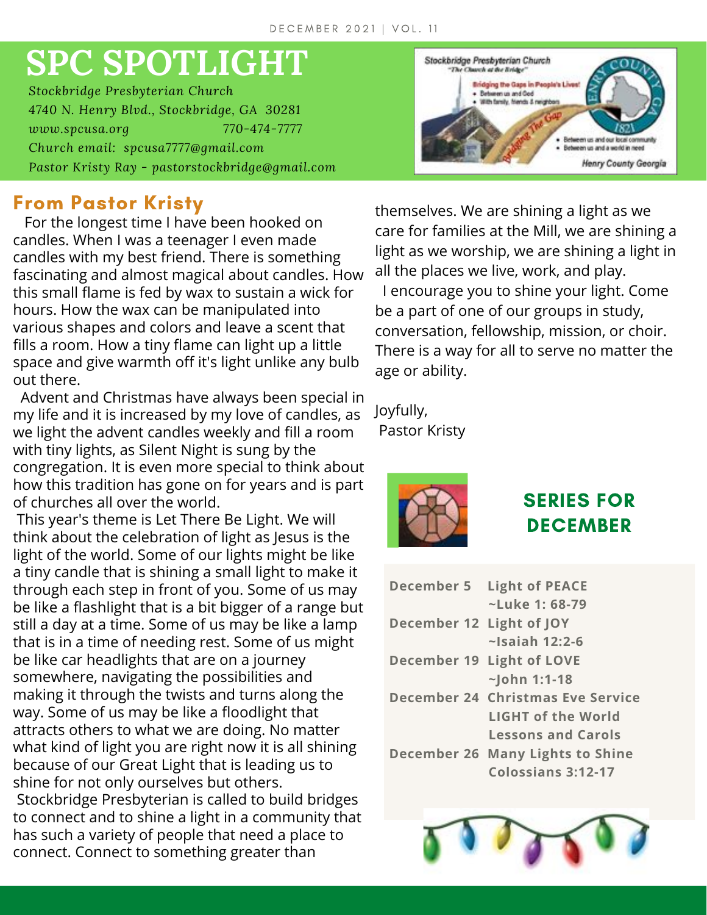DECEMBER 2021 | VOL. 11

# SPC SPOTLIGHT

*Stockbridge Presbyterian Church*
*4740 N. Henry Blvd., Stockbridge, GA 30281*
*www.spcusa.org* *770-474-7777*
*Church email: spcusa7777@gmail.com*
*Pastor Kristy Ray - pastorstockbridge@gmail.com*

## From Pastor Kristy

For the longest time I have been hooked on candles. When I was a teenager I even made candles with my best friend. There is something fascinating and almost magical about candles. How this small flame is fed by wax to sustain a wick for hours. How the wax can be manipulated into various shapes and colors and leave a scent that fills a room. How a tiny flame can light up a little space and give warmth off it's light unlike any bulb out there.

Advent and Christmas have always been special in my life and it is increased by my love of candles, as we light the advent candles weekly and fill a room with tiny lights, as Silent Night is sung by the congregation. It is even more special to think about how this tradition has gone on for years and is part of churches all over the world.

This year's theme is Let There Be Light. We will think about the celebration of light as Jesus is the light of the world. Some of our lights might be like a tiny candle that is shining a small light to make it through each step in front of you. Some of us may be like a flashlight that is a bit bigger of a range but still a day at a time. Some of us may be like a lamp that is in a time of needing rest. Some of us might be like car headlights that are on a journey somewhere, navigating the possibilities and making it through the twists and turns along the way. Some of us may be like a floodlight that attracts others to what we are doing. No matter what kind of light you are right now it is all shining because of our Great Light that is leading us to shine for not only ourselves but others.

Stockbridge Presbyterian is called to build bridges to connect and to shine a light in a community that has such a variety of people that need a place to connect. Connect to something greater than themselves. We are shining a light as we care for families at the Mill, we are shining a light as we worship, we are shining a light in all the places we live, work, and play.

I encourage you to shine your light. Come be a part of one of our groups in study, conversation, fellowship, mission, or choir. There is a way for all to serve no matter the age or ability.

Joyfully,
Pastor Kristy

## SERIES FOR DECEMBER

| | |
|---|---|
| **December 5** | **Light of PEACE** |
| | **~Luke 1: 68-79** |
| **December 12** | **Light of JOY** |
| | **~Isaiah 12:2-6** |
| **December 19** | **Light of LOVE** |
| | **~John 1:1-18** |
| **December 24** | **Christmas Eve Service** |
| | **LIGHT of the World** |
| | **Lessons and Carols** |
| **December 26** | **Many Lights to Shine** |
| | **Colossians 3:12-17** |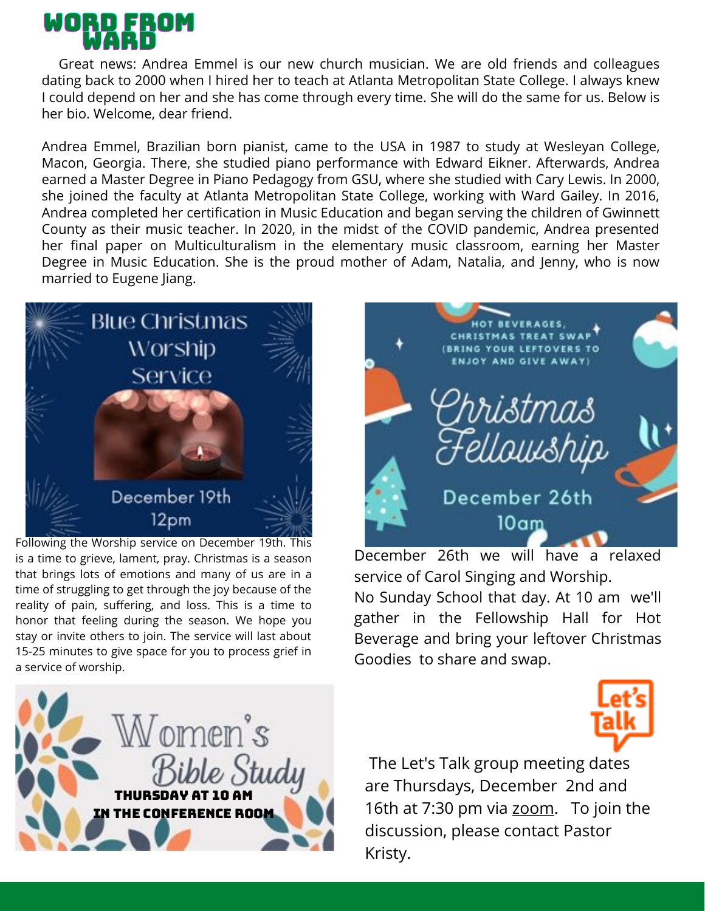# WORD FROM WARD

Great news: Andrea Emmel is our new church musician. We are old friends and colleagues dating back to 2000 when I hired her to teach at Atlanta Metropolitan State College. I always knew I could depend on her and she has come through every time. She will do the same for us. Below is her bio. Welcome, dear friend.

Andrea Emmel, Brazilian born pianist, came to the USA in 1987 to study at Wesleyan College, Macon, Georgia. There, she studied piano performance with Edward Eikner. Afterwards, Andrea earned a Master Degree in Piano Pedagogy from GSU, where she studied with Cary Lewis. In 2000, she joined the faculty at Atlanta Metropolitan State College, working with Ward Gailey. In 2016, Andrea completed her certification in Music Education and began serving the children of Gwinnett County as their music teacher. In 2020, in the midst of the COVID pandemic, Andrea presented her final paper on Multiculturalism in the elementary music classroom, earning her Master Degree in Music Education. She is the proud mother of Adam, Natalia, and Jenny, who is now married to Eugene Jiang.

## Blue Christmas Worship Service

December 19th
12pm

Following the Worship service on December 19th. This is a time to grieve, lament, pray. Christmas is a season that brings lots of emotions and many of us are in a time of struggling to get through the joy because of the reality of pain, suffering, and loss. This is a time to honor that feeling during the season. We hope you stay or invite others to join. The service will last about 15-25 minutes to give space for you to process grief in a service of worship.

## Christmas Fellowship

HOT BEVERAGES, CHRISTMAS TREAT SWAP (BRING YOUR LEFTOVERS TO ENJOY AND GIVE AWAY)

December 26th
10am

December 26th we will have a relaxed service of Carol Singing and Worship.
No Sunday School that day. At 10 am we'll gather in the Fellowship Hall for Hot Beverage and bring your leftover Christmas Goodies to share and swap.

## Women's Bible Study

THURSDAY AT 10 AM
IN THE CONFERENCE ROOM

## Let's Talk

The Let's Talk group meeting dates are Thursdays, December 2nd and 16th at 7:30 pm via zoom. To join the discussion, please contact Pastor Kristy.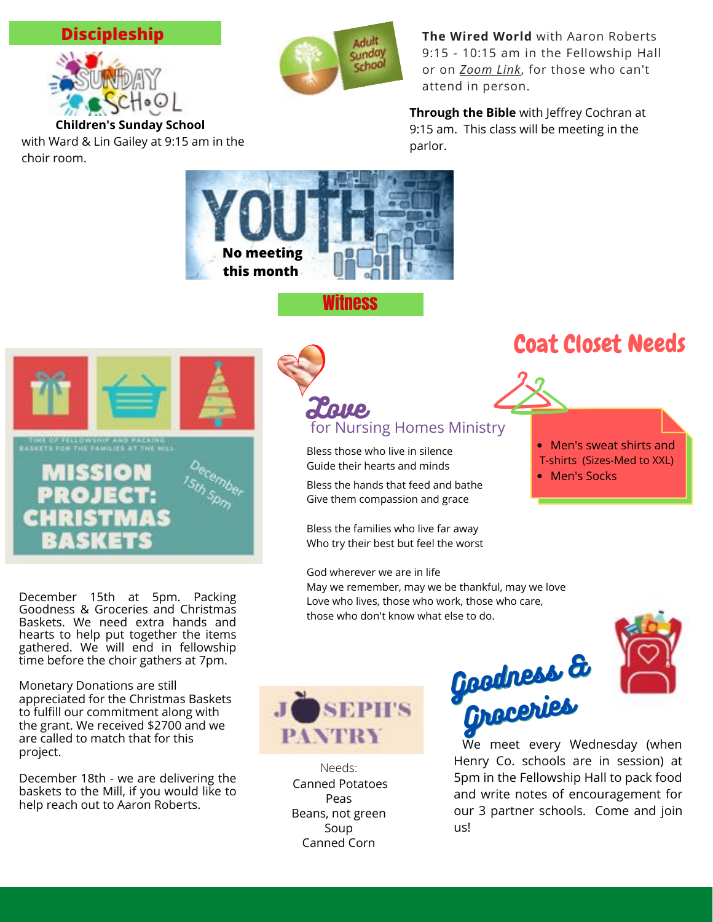## Discipleship

**Children's Sunday School**
with Ward & Lin Gailey at 9:15 am in the choir room.

**The Wired World** with Aaron Roberts 9:15 - 10:15 am in the Fellowship Hall or on *Zoom Link*, for those who can't attend in person.

**Through the Bible** with Jeffrey Cochran at 9:15 am. This class will be meeting in the parlor.

**YOUTH**
**No meeting this month**

## Witness

### Mission Project: Christmas Baskets

Time of fellowship and packing baskets for the families at the Mill
December 15th 5pm

December 15th at 5pm. Packing Goodness & Groceries and Christmas Baskets. We need extra hands and hearts to help put together the items gathered. We will end in fellowship time before the choir gathers at 7pm.

Monetary Donations are still appreciated for the Christmas Baskets to fulfill our commitment along with the grant. We received $2700 and we are called to match that for this project.

December 18th - we are delivering the baskets to the Mill, if you would like to help reach out to Aaron Roberts.

### Love for Nursing Homes Ministry

Bless those who live in silence
Guide their hearts and minds

Bless the hands that feed and bathe
Give them compassion and grace

Bless the families who live far away
Who try their best but feel the worst

God wherever we are in life
May we remember, may we be thankful, may we love
Love who lives, those who work, those who care,
those who don't know what else to do.

### Coat Closet Needs

- Men's sweat shirts and T-shirts (Sizes-Med to XXL)
- Men's Socks

### Joseph's Pantry

Needs:
Canned Potatoes
Peas
Beans, not green
Soup
Canned Corn

### Goodness & Groceries

We meet every Wednesday (when Henry Co. schools are in session) at 5pm in the Fellowship Hall to pack food and write notes of encouragement for our 3 partner schools. Come and join us!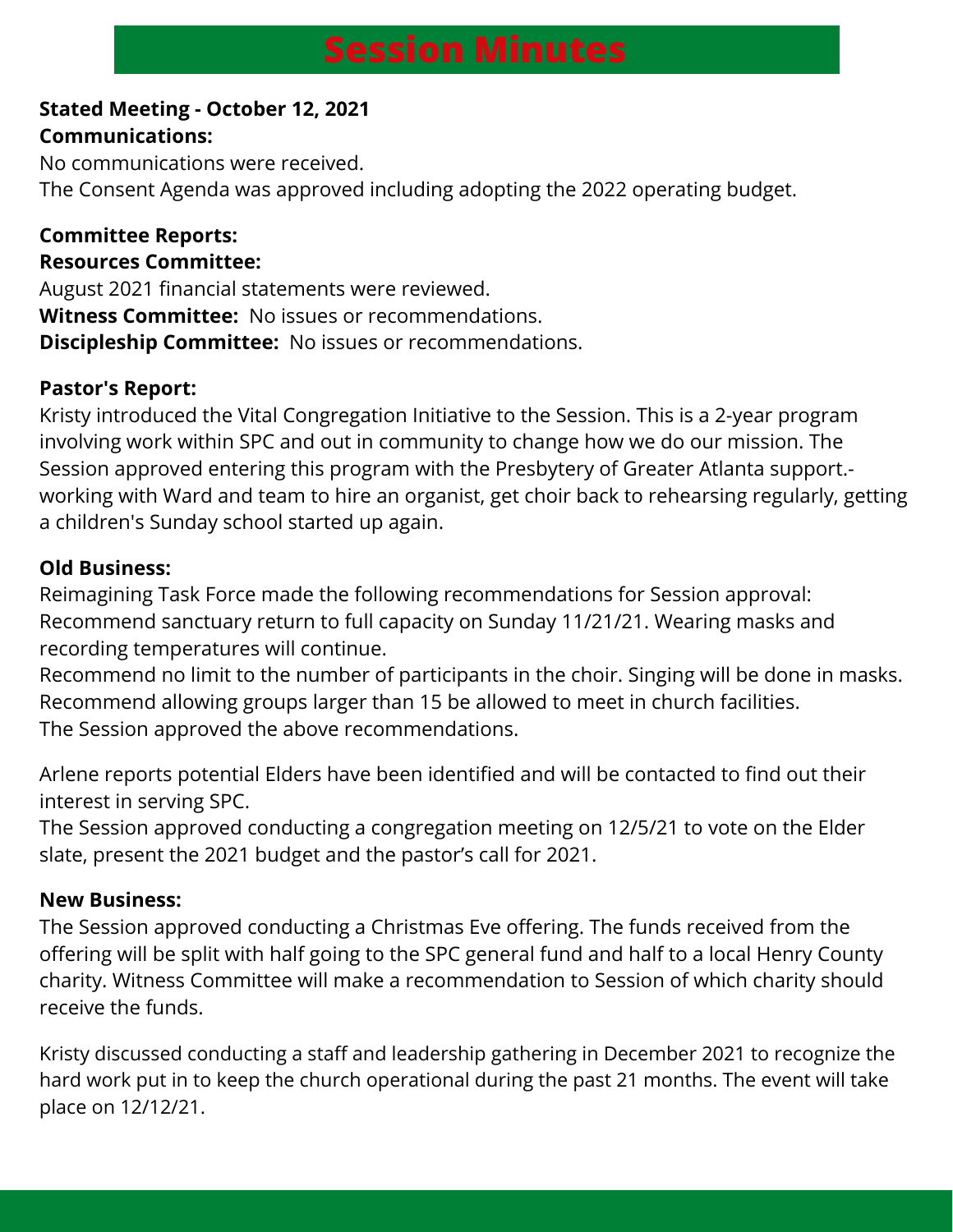# Session Minutes

**Stated Meeting - October 12, 2021**

**Communications:**

No communications were received.
The Consent Agenda was approved including adopting the 2022 operating budget.

**Committee Reports:**

**Resources Committee:**

August 2021 financial statements were reviewed.

**Witness Committee:** No issues or recommendations.

**Discipleship Committee:** No issues or recommendations.

**Pastor's Report:**

Kristy introduced the Vital Congregation Initiative to the Session. This is a 2-year program involving work within SPC and out in community to change how we do our mission. The Session approved entering this program with the Presbytery of Greater Atlanta support.- working with Ward and team to hire an organist, get choir back to rehearsing regularly, getting a children's Sunday school started up again.

**Old Business:**

Reimagining Task Force made the following recommendations for Session approval:
Recommend sanctuary return to full capacity on Sunday 11/21/21. Wearing masks and recording temperatures will continue.
Recommend no limit to the number of participants in the choir. Singing will be done in masks.
Recommend allowing groups larger than 15 be allowed to meet in church facilities.
The Session approved the above recommendations.

Arlene reports potential Elders have been identified and will be contacted to find out their interest in serving SPC.
The Session approved conducting a congregation meeting on 12/5/21 to vote on the Elder slate, present the 2021 budget and the pastor's call for 2021.

**New Business:**

The Session approved conducting a Christmas Eve offering. The funds received from the offering will be split with half going to the SPC general fund and half to a local Henry County charity. Witness Committee will make a recommendation to Session of which charity should receive the funds.

Kristy discussed conducting a staff and leadership gathering in December 2021 to recognize the hard work put in to keep the church operational during the past 21 months. The event will take place on 12/12/21.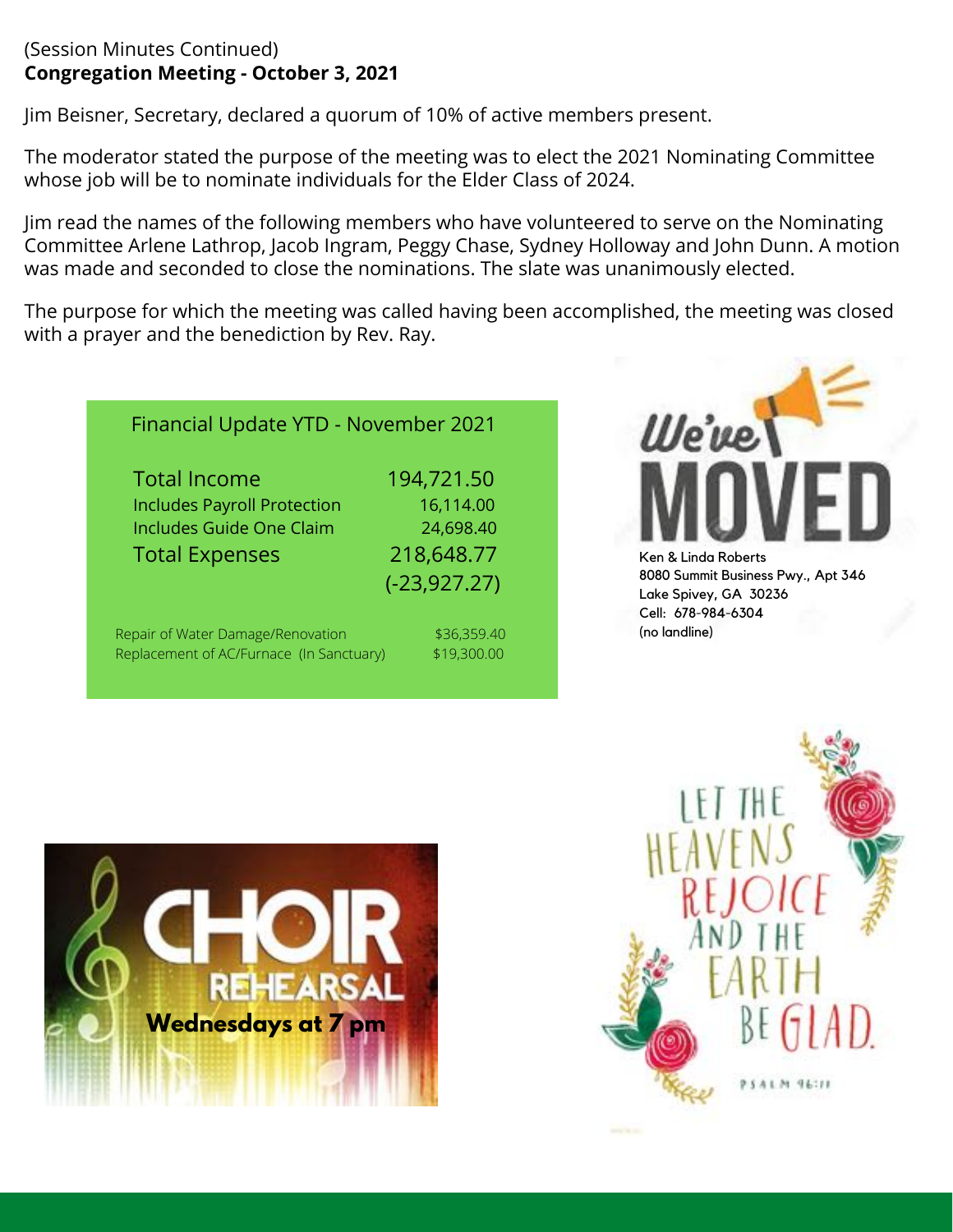(Session Minutes Continued)

**Congregation Meeting - October 3, 2021**

Jim Beisner, Secretary, declared a quorum of 10% of active members present.

The moderator stated the purpose of the meeting was to elect the 2021 Nominating Committee whose job will be to nominate individuals for the Elder Class of 2024.

Jim read the names of the following members who have volunteered to serve on the Nominating Committee Arlene Lathrop, Jacob Ingram, Peggy Chase, Sydney Holloway and John Dunn. A motion was made and seconded to close the nominations. The slate was unanimously elected.

The purpose for which the meeting was called having been accomplished, the meeting was closed with a prayer and the benediction by Rev. Ray.

### Financial Update YTD - November 2021

| | |
|---|---|
| Total Income | 194,721.50 |
| Includes Payroll Protection | 16,114.00 |
| Includes Guide One Claim | 24,698.40 |
| Total Expenses | 218,648.77 |
| | (-23,927.27) |

| | |
|---|---|
| Repair of Water Damage/Renovation | $36,359.40 |
| Replacement of AC/Furnace (In Sanctuary) | $19,300.00 |

**We've MOVED**

Ken & Linda Roberts
8080 Summit Business Pwy., Apt 346
Lake Spivey, GA 30236
Cell: 678-984-6304
(no landline)

**CHOIR REHEARSAL**
**Wednesdays at 7 pm**

LET THE HEAVENS REJOICE AND THE EARTH BE GLAD.
PSALM 96:11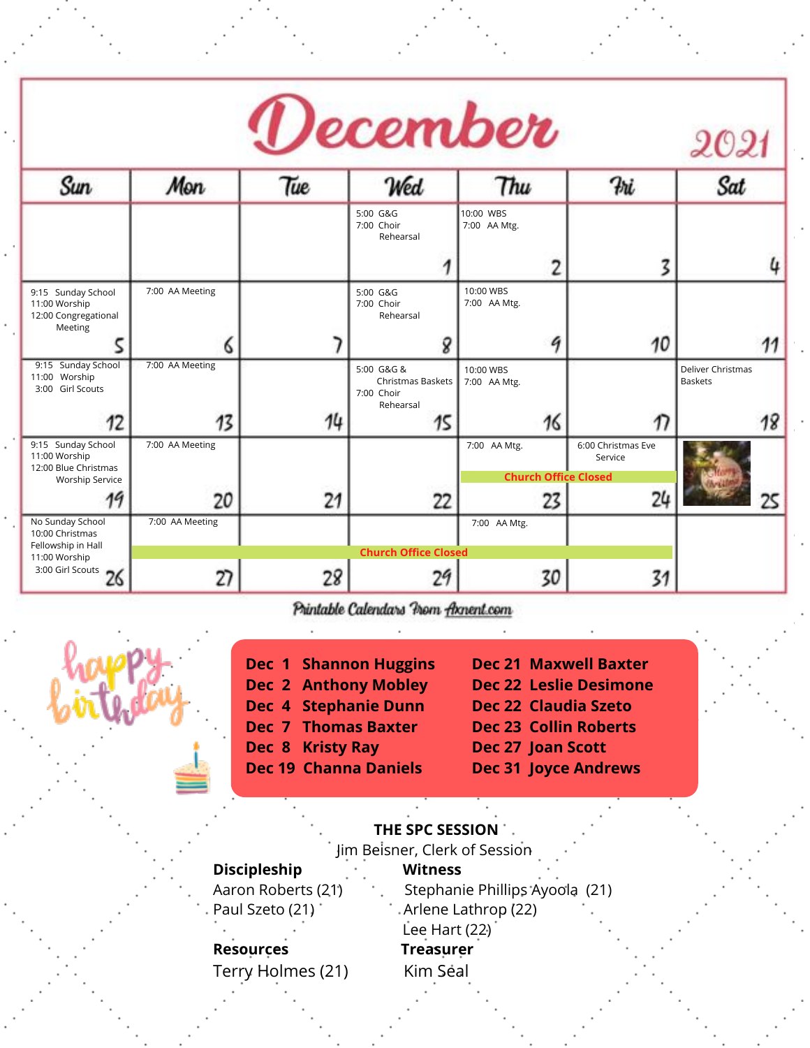# December 2021

| Sun | Mon | Tue | Wed | Thu | Fri | Sat |
|---|---|---|---|---|---|---|
| | | | 5:00 G&G<br>7:00 Choir Rehearsal<br>1 | 10:00 WBS<br>7:00 AA Mtg.<br>2 | 3 | 4 |
| 9:15 Sunday School<br>11:00 Worship<br>12:00 Congregational Meeting<br>5 | 7:00 AA Meeting<br>6 | 7 | 5:00 G&G<br>7:00 Choir Rehearsal<br>8 | 10:00 WBS<br>7:00 AA Mtg.<br>9 | 10 | 11 |
| 9:15 Sunday School<br>11:00 Worship<br>3:00 Girl Scouts<br>12 | 7:00 AA Meeting<br>13 | 14 | 5:00 G&G & Christmas Baskets<br>7:00 Choir Rehearsal<br>15 | 10:00 WBS<br>7:00 AA Mtg.<br>16 | 17 | Deliver Christmas Baskets<br>18 |
| 9:15 Sunday School<br>11:00 Worship<br>12:00 Blue Christmas Worship Service<br>19 | 7:00 AA Meeting<br>20 | 21 | 22 | 7:00 AA Mtg.<br>Church Office Closed<br>23 | 6:00 Christmas Eve Service<br>Church Office Closed<br>24 | 25 |
| No Sunday School<br>10:00 Christmas Fellowship in Hall<br>11:00 Worship<br>3:00 Girl Scouts<br>26 | 7:00 AA Meeting<br>Church Office Closed<br>27 | Church Office Closed<br>28 | Church Office Closed<br>29 | 7:00 AA Mtg.<br>Church Office Closed<br>30 | Church Office Closed<br>31 | |

Printable Calendars From Axnent.com

## happy birthday

**Dec 1 Shannon Huggins**
**Dec 2 Anthony Mobley**
**Dec 4 Stephanie Dunn**
**Dec 7 Thomas Baxter**
**Dec 8 Kristy Ray**
**Dec 19 Channa Daniels**
**Dec 21 Maxwell Baxter**
**Dec 22 Leslie Desimone**
**Dec 22 Claudia Szeto**
**Dec 23 Collin Roberts**
**Dec 27 Joan Scott**
**Dec 31 Joyce Andrews**

## THE SPC SESSION

Jim Beisner, Clerk of Session

**Discipleship**
Aaron Roberts (21)
Paul Szeto (21)

**Witness**
Stephanie Phillips Ayoola (21)
Arlene Lathrop (22)
Lee Hart (22)

**Resources**
Terry Holmes (21)

**Treasurer**
Kim Seal